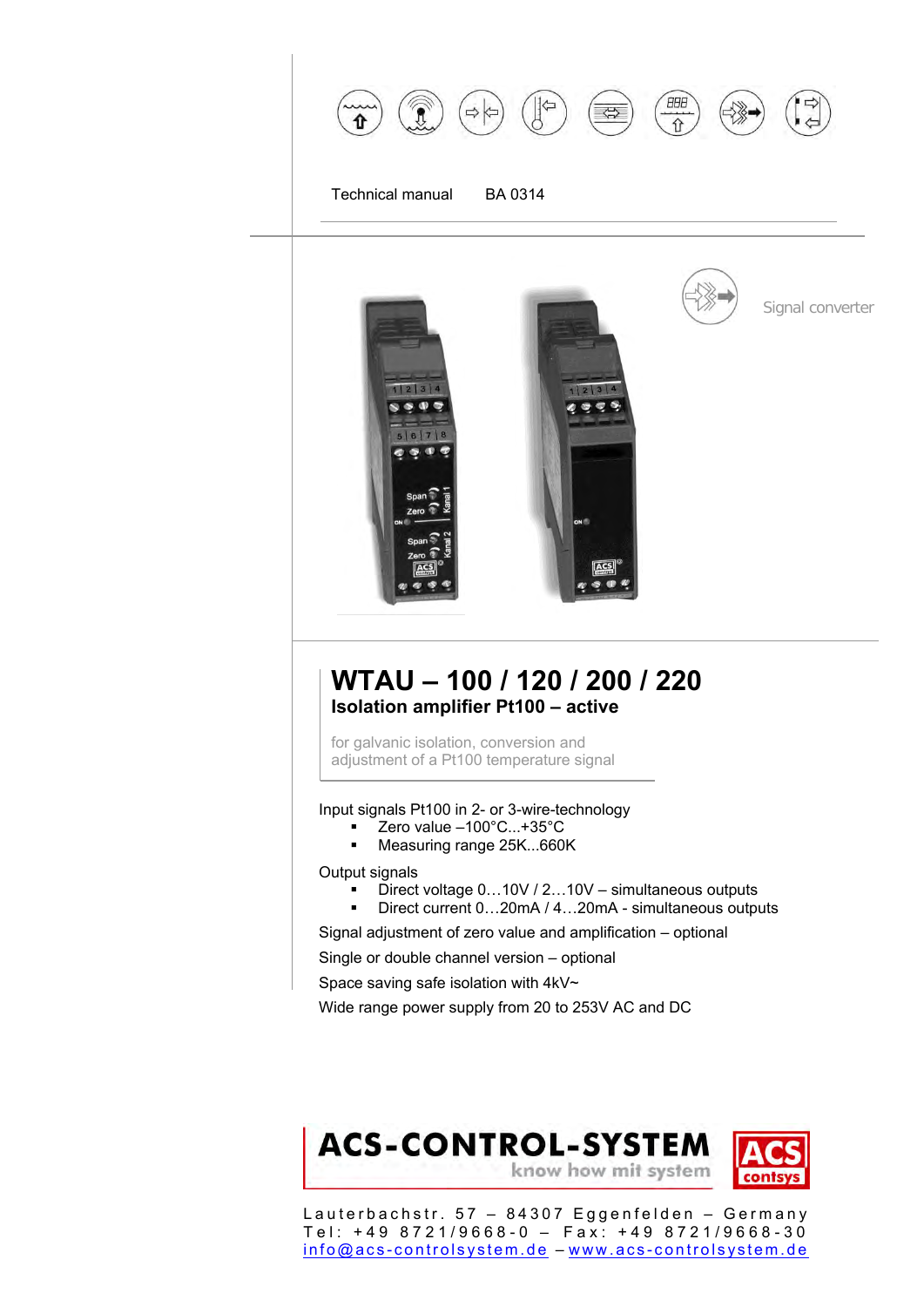Technical manual BA 0314

Signal converter

# WTAU – 100 / 120 / 200 / 220

## Isolation amplifier Pt100 – active

for galvanic isolation, conversion and adjustment of a Pt100 temperature signal

Input signals Pt100 in 2- or 3-wire-technology

- Zero value –100°C...+35°C
- Measuring range 25K...660K

Output signals

- Direct voltage 0…10V / 2…10V – simultaneous outputs
- Direct current 0…20mA / 4…20mA - simultaneous outputs

Signal adjustment of zero value and amplification – optional

Single or double channel version – optional

Space saving safe isolation with 4kV~

Wide range power supply from 20 to 253V AC and DC

ACS-CONTROL-SYSTEM
know how mit system

ACS contsys

Lauterbachstr. 57 – 84307 Eggenfelden – Germany
Tel: +49 8721/9668-0 – Fax: +49 8721/9668-30
info@acs-controlsystem.de – www.acs-controlsystem.de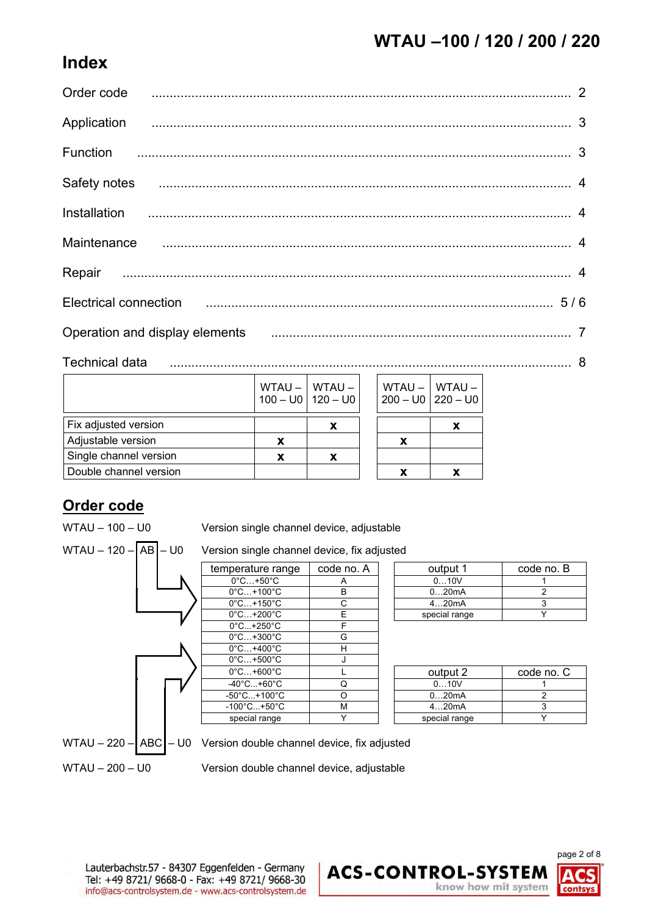# WTAU –100 / 120 / 200 / 220

## Index

Order code .......... 2

Application .......... 3

Function .......... 3

Safety notes .......... 4

Installation .......... 4

Maintenance .......... 4

Repair .......... 4

Electrical connection .......... 5 / 6

Operation and display elements .......... 7

Technical data .......... 8

| | WTAU – 100 – U0 | WTAU – 120 – U0 | WTAU – 200 – U0 | WTAU – 220 – U0 |
|---|---|---|---|---|
| Fix adjusted version | | x | | x |
| Adjustable version | x | | x | |
| Single channel version | x | x | | |
| Double channel version | | | x | x |

## Order code

WTAU – 100 – U0 Version single channel device, adjustable

WTAU – 120 – AB – U0 Version single channel device, fix adjusted

| temperature range | code no. A |
|---|---|
| 0°C…+50°C | A |
| 0°C…+100°C | B |
| 0°C…+150°C | C |
| 0°C…+200°C | E |
| 0°C…+250°C | F |
| 0°C…+300°C | G |
| 0°C…+400°C | H |
| 0°C…+500°C | J |
| 0°C…+600°C | L |
| -40°C...+60°C | Q |
| -50°C...+100°C | O |
| -100°C...+50°C | M |
| special range | Y |

| output 1 | code no. B |
|---|---|
| 0…10V | 1 |
| 0…20mA | 2 |
| 4…20mA | 3 |
| special range | Y |

| output 2 | code no. C |
|---|---|
| 0…10V | 1 |
| 0…20mA | 2 |
| 4…20mA | 3 |
| special range | Y |

WTAU – 220 – ABC – U0 Version double channel device, fix adjusted

WTAU – 200 – U0 Version double channel device, adjustable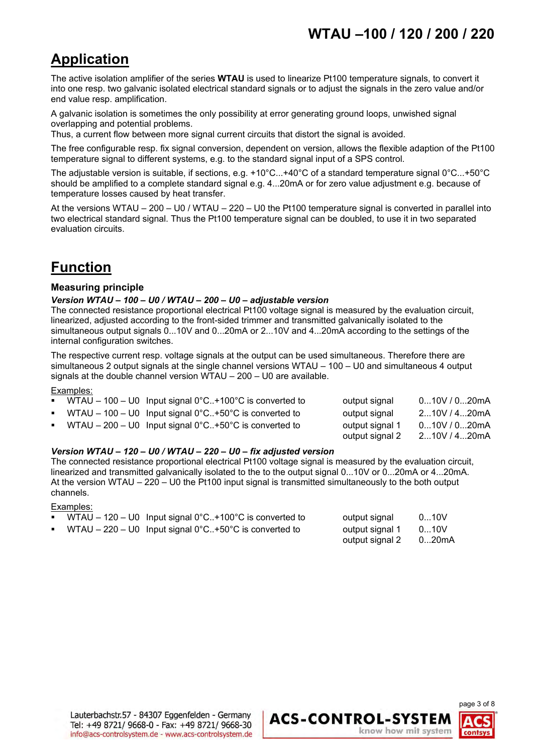# WTAU –100 / 120 / 200 / 220

## Application

The active isolation amplifier of the series **WTAU** is used to linearize Pt100 temperature signals, to convert it into one resp. two galvanic isolated electrical standard signals or to adjust the signals in the zero value and/or end value resp. amplification.

A galvanic isolation is sometimes the only possibility at error generating ground loops, unwished signal overlapping and potential problems.
Thus, a current flow between more signal current circuits that distort the signal is avoided.

The free configurable resp. fix signal conversion, dependent on version, allows the flexible adaption of the Pt100 temperature signal to different systems, e.g. to the standard signal input of a SPS control.

The adjustable version is suitable, if sections, e.g. +10°C...+40°C of a standard temperature signal 0°C...+50°C should be amplified to a complete standard signal e.g. 4...20mA or for zero value adjustment e.g. because of temperature losses caused by heat transfer.

At the versions WTAU – 200 – U0 / WTAU – 220 – U0 the Pt100 temperature signal is converted in parallel into two electrical standard signal. Thus the Pt100 temperature signal can be doubled, to use it in two separated evaluation circuits.

## Function

### Measuring principle

***Version WTAU – 100 – U0 / WTAU – 200 – U0 – adjustable version***

The connected resistance proportional electrical Pt100 voltage signal is measured by the evaluation circuit, linearized, adjusted according to the front-sided trimmer and transmitted galvanically isolated to the simultaneous output signals 0...10V and 0...20mA or 2...10V and 4...20mA according to the settings of the internal configuration switches.

The respective current resp. voltage signals at the output can be used simultaneous. Therefore there are simultaneous 2 output signals at the single channel versions WTAU – 100 – U0 and simultaneous 4 output signals at the double channel version WTAU – 200 – U0 are available.

Examples:

- WTAU – 100 – U0 Input signal 0°C..+100°C is converted to output signal 0...10V / 0...20mA
- WTAU – 100 – U0 Input signal 0°C..+50°C is converted to output signal 2...10V / 4...20mA
- WTAU – 200 – U0 Input signal 0°C..+50°C is converted to output signal 1 0...10V / 0...20mA
  output signal 2 2...10V / 4...20mA

***Version WTAU – 120 – U0 / WTAU – 220 – U0 – fix adjusted version***

The connected resistance proportional electrical Pt100 voltage signal is measured by the evaluation circuit, linearized and transmitted galvanically isolated to the to the output signal 0...10V or 0...20mA or 4...20mA. At the version WTAU – 220 – U0 the Pt100 input signal is transmitted simultaneously to the both output channels.

Examples:

- WTAU – 120 – U0 Input signal 0°C..+100°C is converted to output signal 0...10V
- WTAU – 220 – U0 Input signal 0°C..+50°C is converted to output signal 1 0...10V
  output signal 2 0...20mA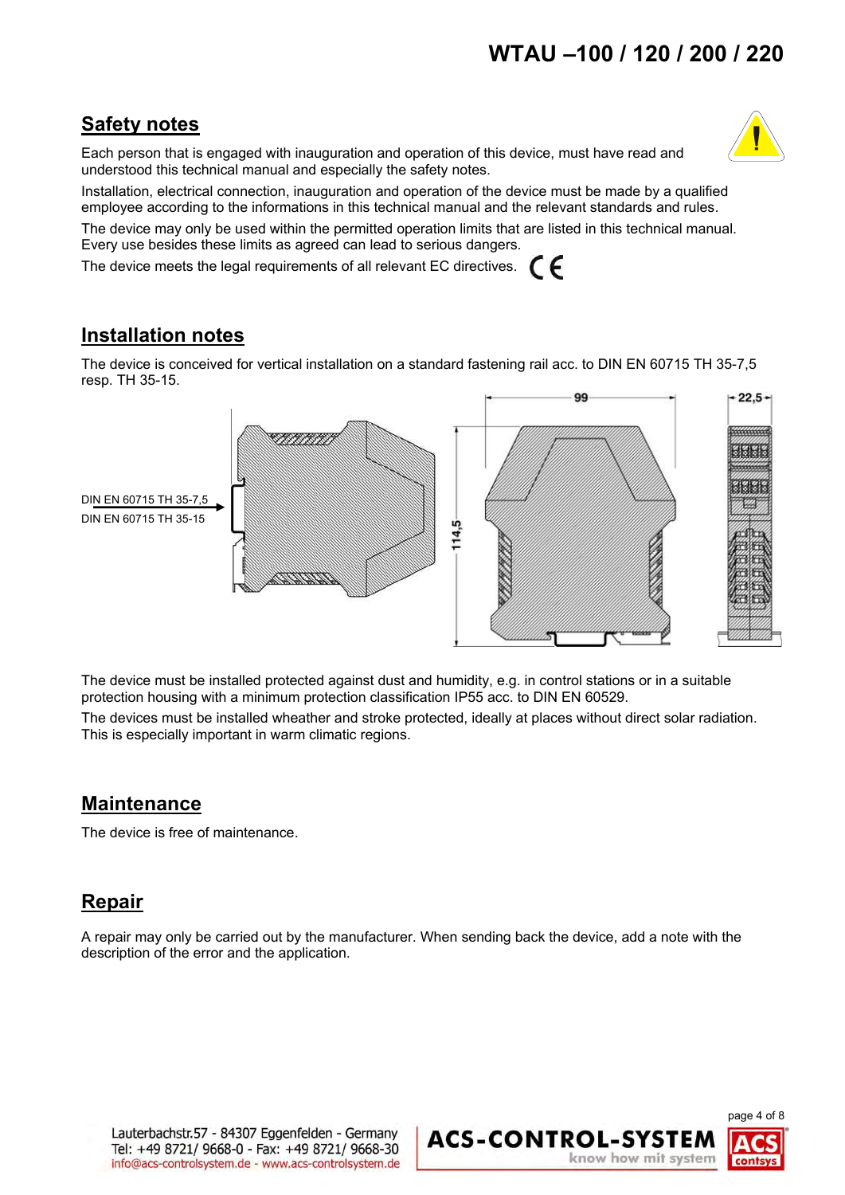## Safety notes

Each person that is engaged with inauguration and operation of this device, must have read and understood this technical manual and especially the safety notes.

Installation, electrical connection, inauguration and operation of the device must be made by a qualified employee according to the informations in this technical manual and the relevant standards and rules.

The device may only be used within the permitted operation limits that are listed in this technical manual. Every use besides these limits as agreed can lead to serious dangers.

The device meets the legal requirements of all relevant EC directives. CE

## Installation notes

The device is conceived for vertical installation on a standard fastening rail acc. to DIN EN 60715 TH 35-7,5 resp. TH 35-15.

DIN EN 60715 TH 35-7,5
DIN EN 60715 TH 35-15

99

22,5

114,5

The device must be installed protected against dust and humidity, e.g. in control stations or in a suitable protection housing with a minimum protection classification IP55 acc. to DIN EN 60529.

The devices must be installed wheather and stroke protected, ideally at places without direct solar radiation. This is especially important in warm climatic regions.

## Maintenance

The device is free of maintenance.

## Repair

A repair may only be carried out by the manufacturer. When sending back the device, add a note with the description of the error and the application.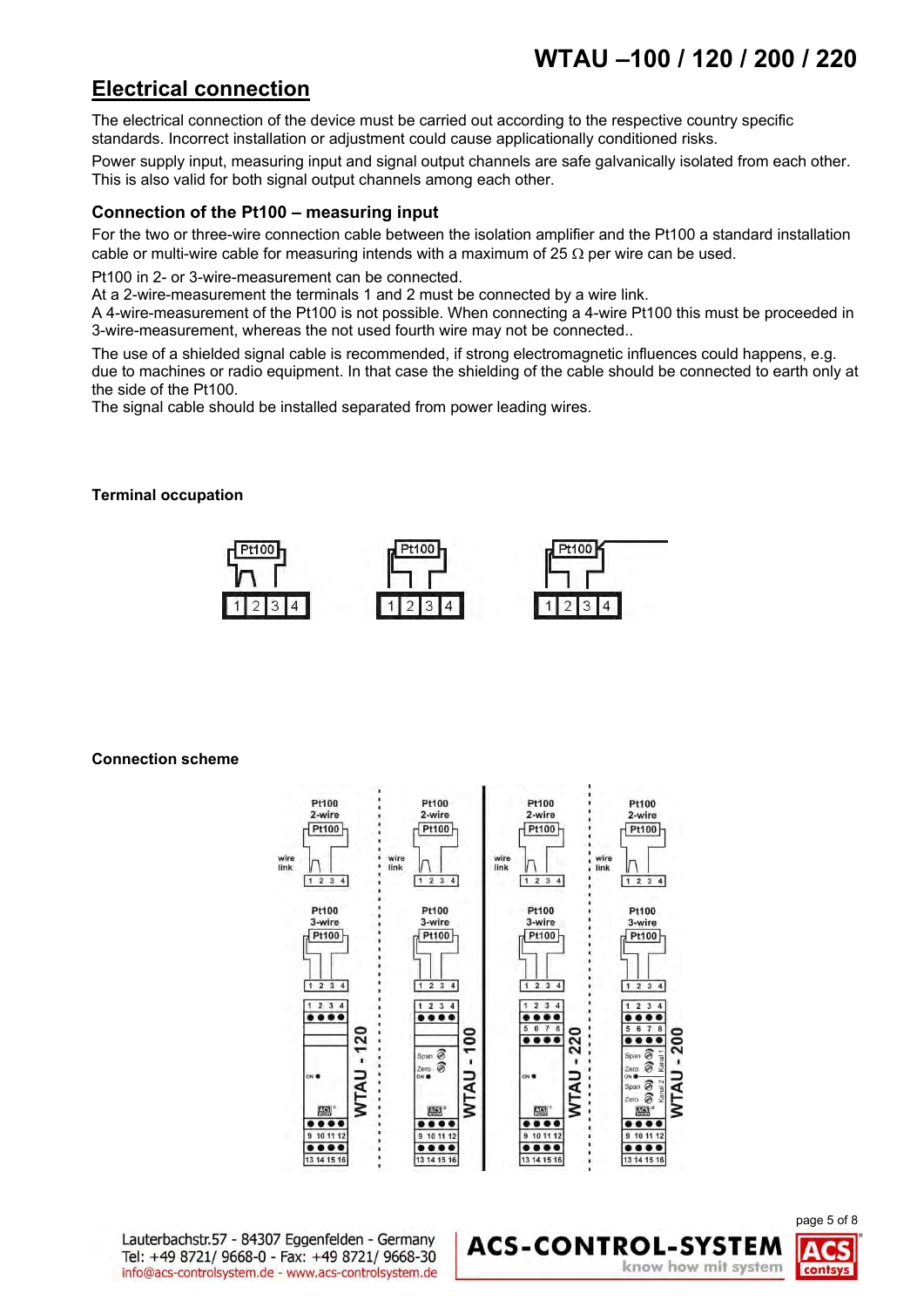## Electrical connection

The electrical connection of the device must be carried out according to the respective country specific standards. Incorrect installation or adjustment could cause applicationally conditioned risks.

Power supply input, measuring input and signal output channels are safe galvanically isolated from each other. This is also valid for both signal output channels among each other.

### Connection of the Pt100 – measuring input

For the two or three-wire connection cable between the isolation amplifier and the Pt100 a standard installation cable or multi-wire cable for measuring intends with a maximum of 25 Ω per wire can be used.

Pt100 in 2- or 3-wire-measurement can be connected.
At a 2-wire-measurement the terminals 1 and 2 must be connected by a wire link.
A 4-wire-measurement of the Pt100 is not possible. When connecting a 4-wire Pt100 this must be proceeded in 3-wire-measurement, whereas the not used fourth wire may not be connected..

The use of a shielded signal cable is recommended, if strong electromagnetic influences could happens, e.g. due to machines or radio equipment. In that case the shielding of the cable should be connected to earth only at the side of the Pt100.
The signal cable should be installed separated from power leading wires.

**Terminal occupation**

**Connection scheme**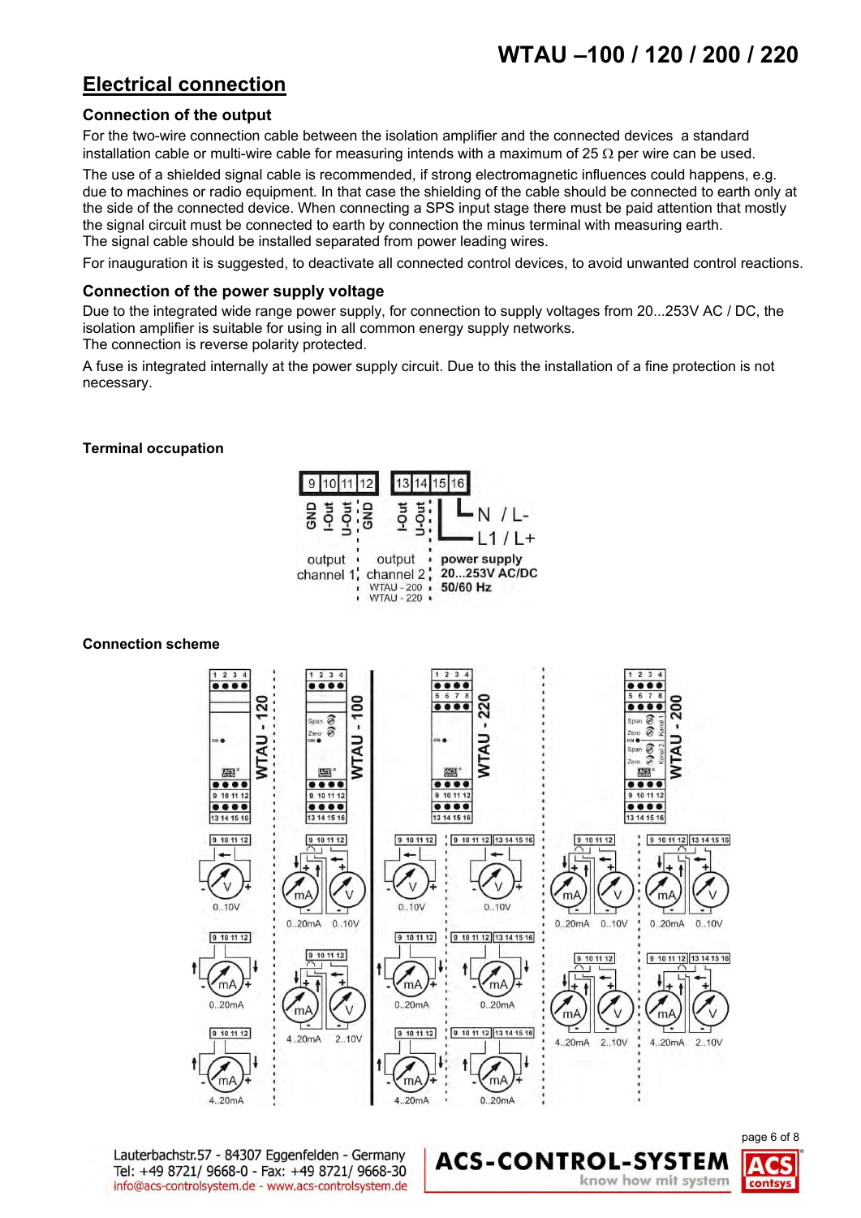## Electrical connection

### Connection of the output

For the two-wire connection cable between the isolation amplifier and the connected devices a standard installation cable or multi-wire cable for measuring intends with a maximum of 25 Ω per wire can be used.

The use of a shielded signal cable is recommended, if strong electromagnetic influences could happens, e.g. due to machines or radio equipment. In that case the shielding of the cable should be connected to earth only at the side of the connected device. When connecting a SPS input stage there must be paid attention that mostly the signal circuit must be connected to earth by connection the minus terminal with measuring earth.
The signal cable should be installed separated from power leading wires.

For inauguration it is suggested, to deactivate all connected control devices, to avoid unwanted control reactions.

### Connection of the power supply voltage

Due to the integrated wide range power supply, for connection to supply voltages from 20...253V AC / DC, the isolation amplifier is suitable for using in all common energy supply networks.
The connection is reverse polarity protected.

A fuse is integrated internally at the power supply circuit. Due to this the installation of a fine protection is not necessary.

**Terminal occupation**

**Connection scheme**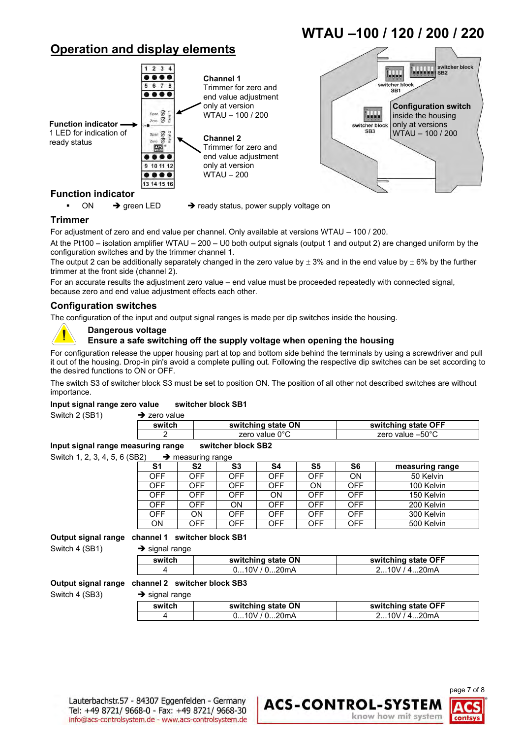# WTAU –100 / 120 / 200 / 220

## Operation and display elements

**Function indicator**
1 LED for indication of ready status

**Channel 1**
Trimmer for zero and end value adjustment only at version WTAU – 100 / 200

**Channel 2**
Trimmer for zero and end value adjustment only at version WTAU – 200

switcher block SB2

switcher block SB1

switcher block SB3

**Configuration switch**
inside the housing only at versions WTAU – 100 / 200

### Function indicator

- ON ➔ green LED ➔ ready status, power supply voltage on

### Trimmer

For adjustment of zero and end value per channel. Only available at versions WTAU – 100 / 200.

At the Pt100 – isolation amplifier WTAU – 200 – U0 both output signals (output 1 and output 2) are changed uniform by the configuration switches and by the trimmer channel 1.

The output 2 can be additionally separately changed in the zero value by ± 3% and in the end value by ± 6% by the further trimmer at the front side (channel 2).

For an accurate results the adjustment zero value – end value must be proceeded repeatedly with connected signal, because zero and end value adjustment effects each other.

### Configuration switches

The configuration of the input and output signal ranges is made per dip switches inside the housing.

**Dangerous voltage**
**Ensure a safe switching off the supply voltage when opening the housing**

For configuration release the upper housing part at top and bottom side behind the terminals by using a screwdriver and pull it out of the housing. Drop-in pin's avoid a complete pulling out. Following the respective dip switches can be set according to the desired functions to ON or OFF.

The switch S3 of switcher block S3 must be set to position ON. The position of all other not described switches are without importance.

**Input signal range zero value switcher block SB1**

Switch 2 (SB1) ➔ zero value

| switch | switching state ON | switching state OFF |
|---|---|---|
| 2 | zero value 0°C | zero value –50°C |

**Input signal range measuring range switcher block SB2**

Switch 1, 2, 3, 4, 5, 6 (SB2) ➔ measuring range

| S1 | S2 | S3 | S4 | S5 | S6 | measuring range |
|---|---|---|---|---|---|---|
| OFF | OFF | OFF | OFF | OFF | ON | 50 Kelvin |
| OFF | OFF | OFF | OFF | ON | OFF | 100 Kelvin |
| OFF | OFF | OFF | ON | OFF | OFF | 150 Kelvin |
| OFF | OFF | ON | OFF | OFF | OFF | 200 Kelvin |
| OFF | ON | OFF | OFF | OFF | OFF | 300 Kelvin |
| ON | OFF | OFF | OFF | OFF | OFF | 500 Kelvin |

**Output signal range channel 1 switcher block SB1**

Switch 4 (SB1) ➔ signal range

| switch | switching state ON | switching state OFF |
|---|---|---|
| 4 | 0...10V / 0...20mA | 2...10V / 4...20mA |

**Output signal range channel 2 switcher block SB3**

Switch 4 (SB3) ➔ signal range

| switch | switching state ON | switching state OFF |
|---|---|---|
| 4 | 0...10V / 0...20mA | 2...10V / 4...20mA |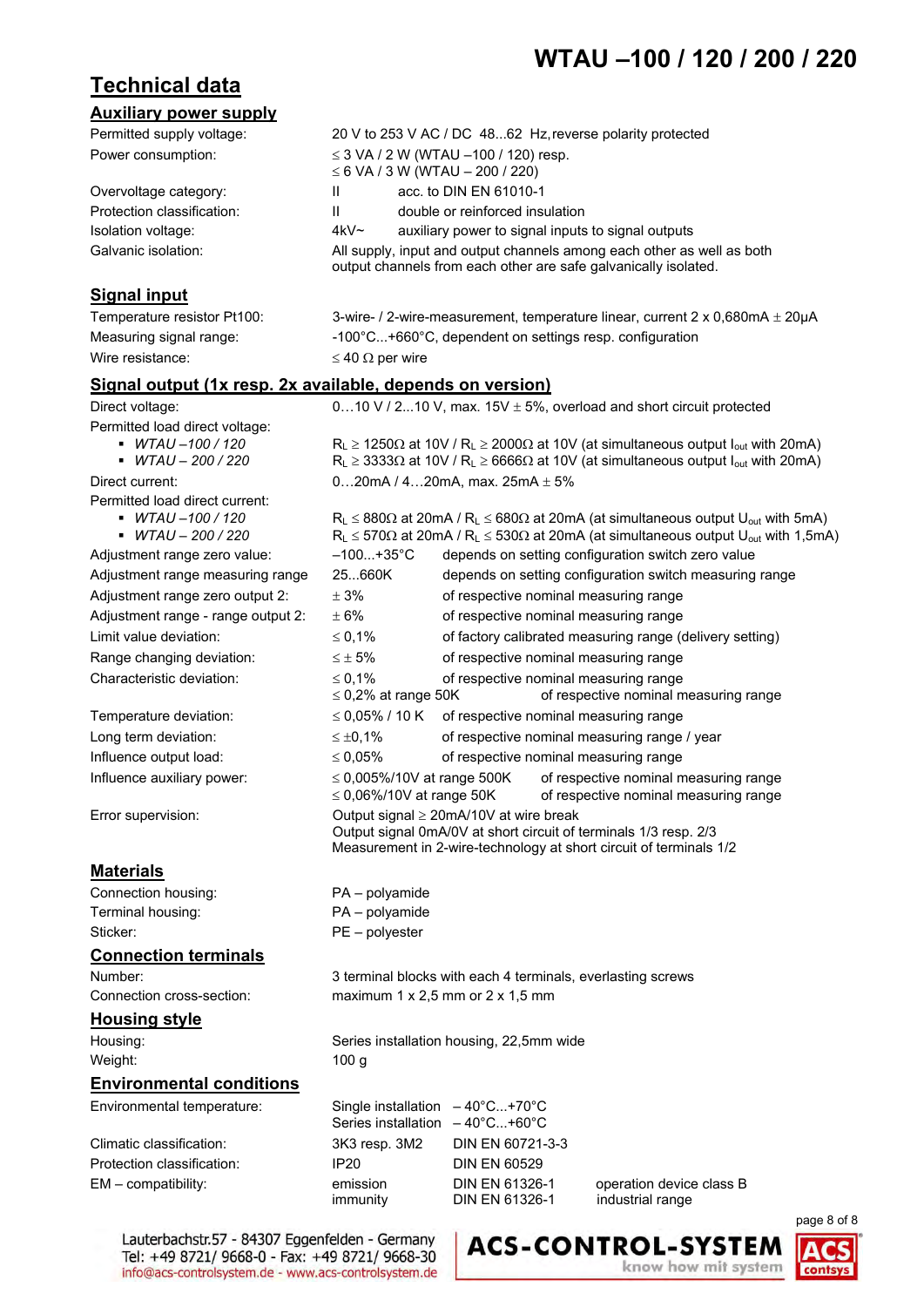# Technical data

## Auxiliary power supply

| | | |
|---|---|---|
| Permitted supply voltage: | 20 V to 253 V AC / DC 48...62 Hz, reverse polarity protected | |
| Power consumption: | ≤ 3 VA / 2 W (WTAU –100 / 120) resp.<br>≤ 6 VA / 3 W (WTAU – 200 / 220) | |
| Overvoltage category: | II | acc. to DIN EN 61010-1 |
| Protection classification: | II | double or reinforced insulation |
| Isolation voltage: | 4kV~ | auxiliary power to signal inputs to signal outputs |
| Galvanic isolation: | All supply, input and output channels among each other as well as both output channels from each other are safe galvanically isolated. | |

## Signal input

| | |
|---|---|
| Temperature resistor Pt100: | 3-wire- / 2-wire-measurement, temperature linear, current 2 x 0,680mA ± 20µA |
| Measuring signal range: | -100°C...+660°C, dependent on settings resp. configuration |
| Wire resistance: | ≤ 40 Ω per wire |

## Signal output (1x resp. 2x available, depends on version)

| | | |
|---|---|---|
| Direct voltage: | 0…10 V / 2...10 V, max. 15V ± 5%, overload and short circuit protected | |
| Permitted load direct voltage: | | |
| ▪ *WTAU –100 / 120* | $R_L$ ≥ 1250Ω at 10V / $R_L$ ≥ 2000Ω at 10V (at simultaneous output $I_{out}$ with 20mA) | |
| ▪ *WTAU – 200 / 220* | $R_L$ ≥ 3333Ω at 10V / $R_L$ ≥ 6666Ω at 10V (at simultaneous output $I_{out}$ with 20mA) | |
| Direct current: | 0…20mA / 4…20mA, max. 25mA ± 5% | |
| Permitted load direct current: | | |
| ▪ *WTAU –100 / 120* | $R_L$ ≤ 880Ω at 20mA / $R_L$ ≤ 680Ω at 20mA (at simultaneous output $U_{out}$ with 5mA) | |
| ▪ *WTAU – 200 / 220* | $R_L$ ≤ 570Ω at 20mA / $R_L$ ≤ 530Ω at 20mA (at simultaneous output $U_{out}$ with 1,5mA) | |
| Adjustment range zero value: | –100...+35°C | depends on setting configuration switch zero value |
| Adjustment range measuring range | 25...660K | depends on setting configuration switch measuring range |
| Adjustment range zero output 2: | ± 3% | of respective nominal measuring range |
| Adjustment range - range output 2: | ± 6% | of respective nominal measuring range |
| Limit value deviation: | ≤ 0,1% | of factory calibrated measuring range (delivery setting) |
| Range changing deviation: | ≤ ± 5% | of respective nominal measuring range |
| Characteristic deviation: | ≤ 0,1%<br>≤ 0,2% at range 50K | of respective nominal measuring range<br>of respective nominal measuring range |
| Temperature deviation: | ≤ 0,05% / 10 K | of respective nominal measuring range |
| Long term deviation: | ≤ ±0,1% | of respective nominal measuring range / year |
| Influence output load: | ≤ 0,05% | of respective nominal measuring range |
| Influence auxiliary power: | ≤ 0,005%/10V at range 500K<br>≤ 0,06%/10V at range 50K | of respective nominal measuring range<br>of respective nominal measuring range |
| Error supervision: | Output signal ≥ 20mA/10V at wire break<br>Output signal 0mA/0V at short circuit of terminals 1/3 resp. 2/3<br>Measurement in 2-wire-technology at short circuit of terminals 1/2 | |

## Materials

| | |
|---|---|
| Connection housing: | PA – polyamide |
| Terminal housing: | PA – polyamide |
| Sticker: | PE – polyester |

## Connection terminals

| | |
|---|---|
| Number: | 3 terminal blocks with each 4 terminals, everlasting screws |
| Connection cross-section: | maximum 1 x 2,5 mm or 2 x 1,5 mm |

## Housing style

| | |
|---|---|
| Housing: | Series installation housing, 22,5mm wide |
| Weight: | 100 g |

## Environmental conditions

| | | | |
|---|---|---|---|
| Environmental temperature: | Single installation<br>Series installation | – 40°C...+70°C<br>– 40°C...+60°C | |
| Climatic classification: | 3K3 resp. 3M2 | DIN EN 60721-3-3 | |
| Protection classification: | IP20 | DIN EN 60529 | |
| EM – compatibility: | emission<br>immunity | DIN EN 61326-1<br>DIN EN 61326-1 | operation device class B<br>industrial range |

Lauterbachstr.57 - 84307 Eggenfelden - Germany
Tel: +49 8721/ 9668-0 - Fax: +49 8721/ 9668-30
info@acs-controlsystem.de - www.acs-controlsystem.de

ACS-CONTROL-SYSTEM know how mit system